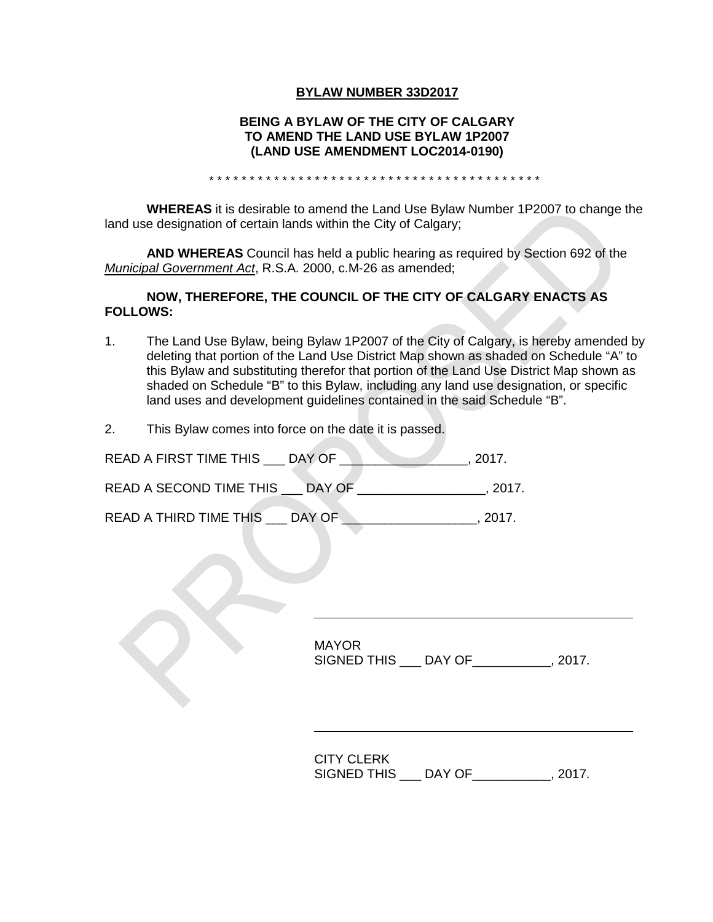**BYLAW NUMBER 33D2017**

**BEING A BYLAW OF THE CITY OF CALGARY TO AMEND THE LAND USE BYLAW 1P2007 (LAND USE AMENDMENT LOC2014-0190)**

* * * * * * * * * * * * * * * * * * * * * * * * * * * * * * * * * * * * * * * * * *

**WHEREAS** it is desirable to amend the Land Use Bylaw Number 1P2007 to change the land use designation of certain lands within the City of Calgary;

**AND WHEREAS** Council has held a public hearing as required by Section 692 of the *Municipal Government Act*, R.S.A. 2000, c.M-26 as amended;

**NOW, THEREFORE, THE COUNCIL OF THE CITY OF CALGARY ENACTS AS FOLLOWS:**

1. The Land Use Bylaw, being Bylaw 1P2007 of the City of Calgary, is hereby amended by deleting that portion of the Land Use District Map shown as shaded on Schedule "A" to this Bylaw and substituting therefor that portion of the Land Use District Map shown as shaded on Schedule "B" to this Bylaw, including any land use designation, or specific land uses and development guidelines contained in the said Schedule "B".

2. This Bylaw comes into force on the date it is passed.

READ A FIRST TIME THIS ___ DAY OF _________________, 2017.

READ A SECOND TIME THIS ___ DAY OF _________________, 2017.

READ A THIRD TIME THIS ___ DAY OF __________________, 2017.

______________________________________________

MAYOR
SIGNED THIS ___ DAY OF___________, 2017.

______________________________________________

CITY CLERK
SIGNED THIS ___ DAY OF___________, 2017.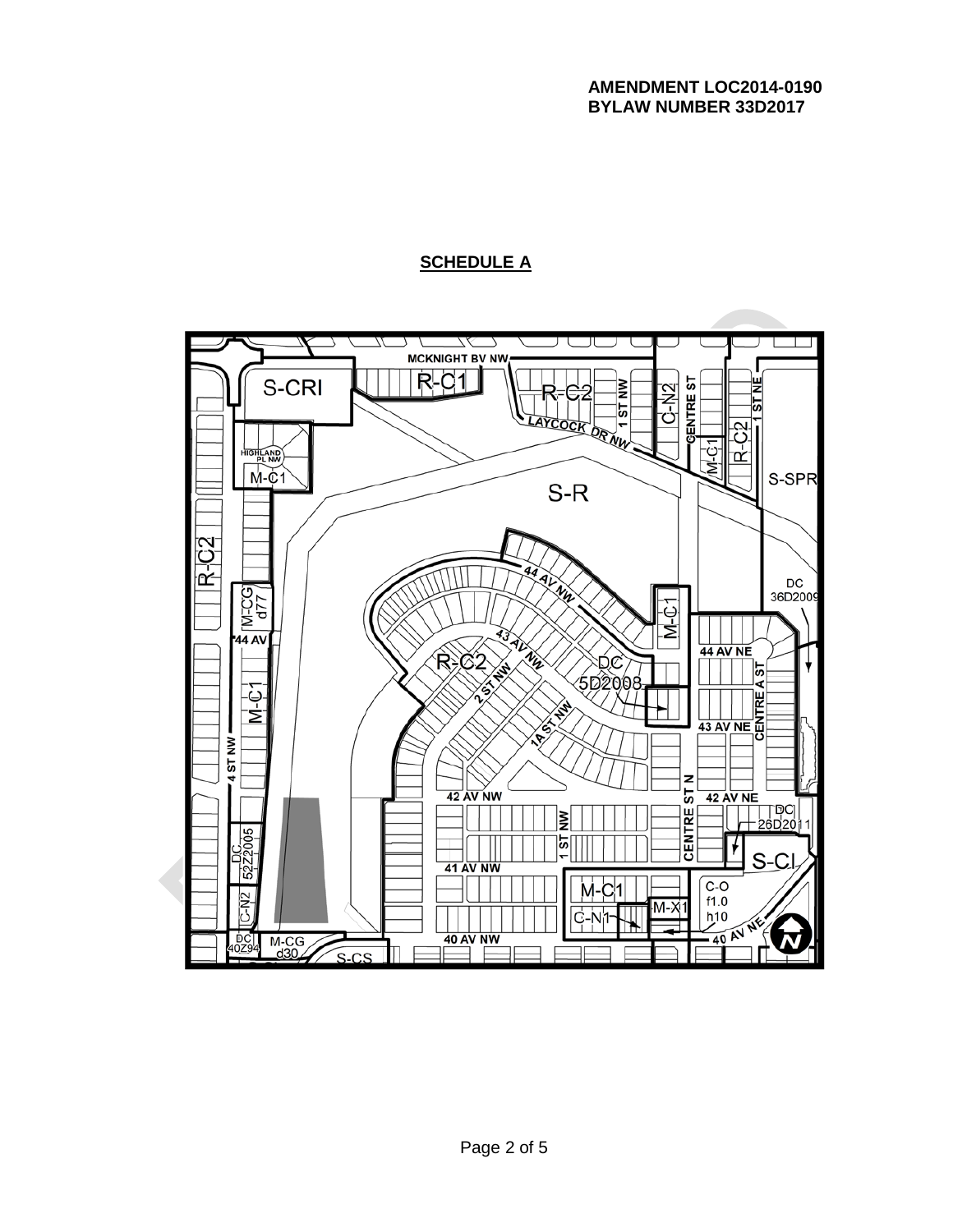**AMENDMENT LOC2014-0190**
**BYLAW NUMBER 33D2017**

## SCHEDULE A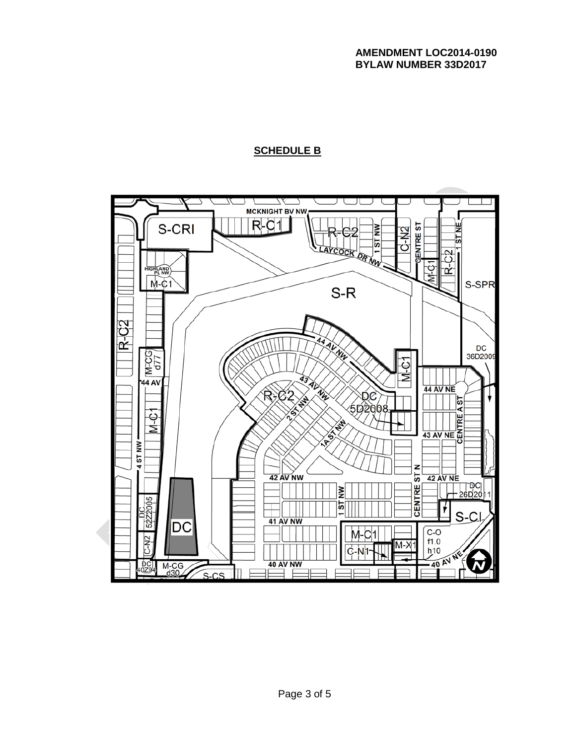**AMENDMENT LOC2014-0190**
**BYLAW NUMBER 33D2017**

## SCHEDULE B

MCKNIGHT BV NW

S-CRI

R-C1

R-C2

LAYCOCK DR NW

1 ST NW

C-N2

CENTRE ST

1 ST NE

M-C1

R-C2

HIGHLAND PL NW

M-C1

S-R

S-SPR

R-C2

44 AV NW

M-CG d77

M-C1

DC 36D2009

44 AV

43 AV NW

R-C2

2 ST NW

DC 5D2008

44 AV NE

CENTRE A ST

M-C1

1A ST NW

43 AV NE

4 ST NW

42 AV NW

CENTRE ST N

42 AV NE

DC 26D2011

DC 52Z2005

1 ST NW

CENTRE ST

S-CI

DC

41 AV NW

C-N2

M-C1

C-O f1.0 h10

M-X1

C-N1

DC 40Z94

M-CG d30

40 AV NW

40 AV NE

S-CS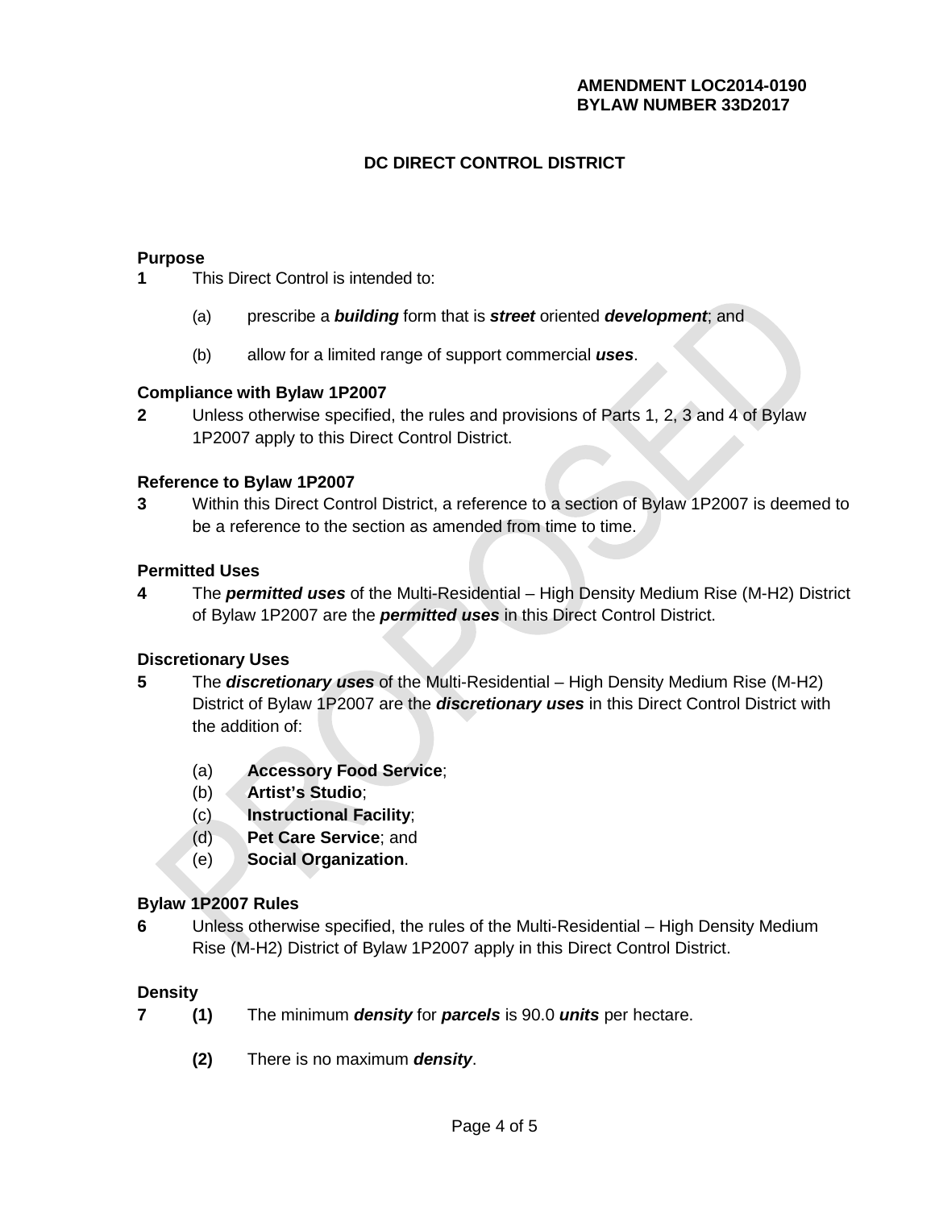**AMENDMENT LOC2014-0190**
**BYLAW NUMBER 33D2017**

# DC DIRECT CONTROL DISTRICT

**Purpose**

**1** This Direct Control is intended to:

(a) prescribe a ***building*** form that is ***street*** oriented ***development***; and

(b) allow for a limited range of support commercial ***uses***.

**Compliance with Bylaw 1P2007**

**2** Unless otherwise specified, the rules and provisions of Parts 1, 2, 3 and 4 of Bylaw 1P2007 apply to this Direct Control District.

**Reference to Bylaw 1P2007**

**3** Within this Direct Control District, a reference to a section of Bylaw 1P2007 is deemed to be a reference to the section as amended from time to time.

**Permitted Uses**

**4** The ***permitted uses*** of the Multi-Residential – High Density Medium Rise (M-H2) District of Bylaw 1P2007 are the ***permitted uses*** in this Direct Control District.

**Discretionary Uses**

**5** The ***discretionary uses*** of the Multi-Residential – High Density Medium Rise (M-H2) District of Bylaw 1P2007 are the ***discretionary uses*** in this Direct Control District with the addition of:

(a) **Accessory Food Service**;
(b) **Artist's Studio**;
(c) **Instructional Facility**;
(d) **Pet Care Service**; and
(e) **Social Organization**.

**Bylaw 1P2007 Rules**

**6** Unless otherwise specified, the rules of the Multi-Residential – High Density Medium Rise (M-H2) District of Bylaw 1P2007 apply in this Direct Control District.

**Density**

**7** **(1)** The minimum ***density*** for ***parcels*** is 90.0 ***units*** per hectare.

**(2)** There is no maximum ***density***.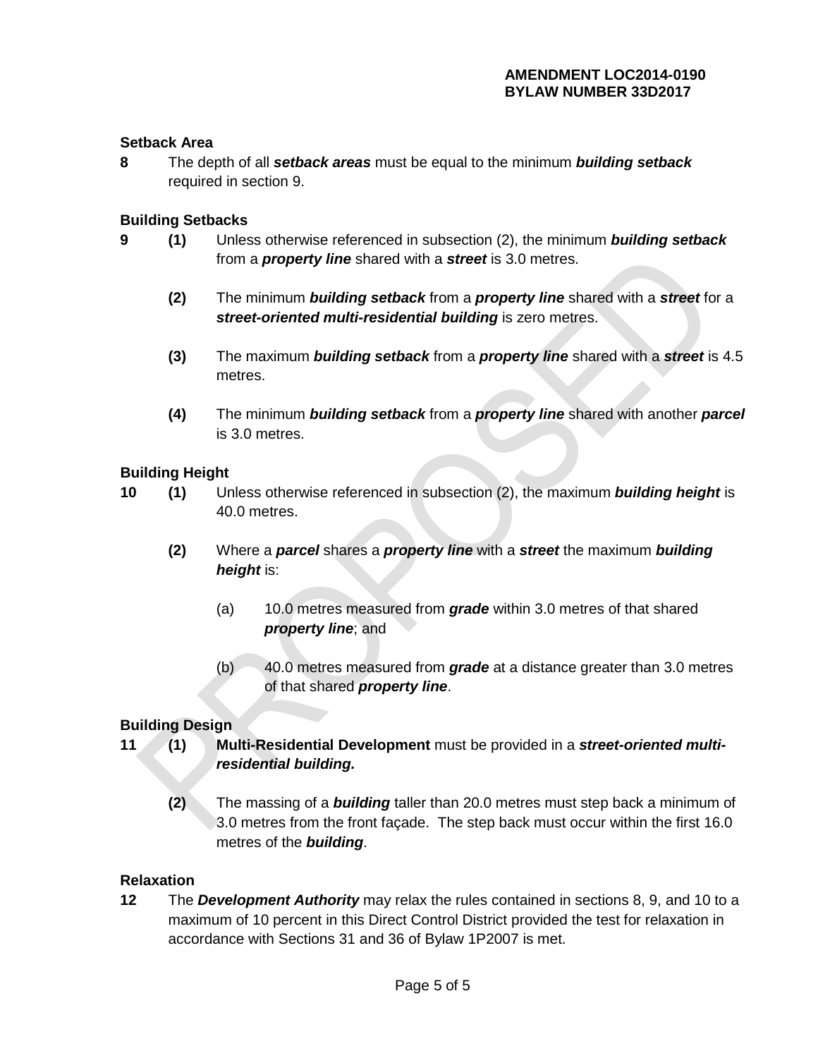**AMENDMENT LOC2014-0190**
**BYLAW NUMBER 33D2017**

### Setback Area

**8** The depth of all ***setback areas*** must be equal to the minimum ***building setback*** required in section 9.

### Building Setbacks

**9** **(1)** Unless otherwise referenced in subsection (2), the minimum ***building setback*** from a ***property line*** shared with a ***street*** is 3.0 metres.

**(2)** The minimum ***building setback*** from a ***property line*** shared with a ***street*** for a ***street-oriented multi-residential building*** is zero metres.

**(3)** The maximum ***building setback*** from a ***property line*** shared with a ***street*** is 4.5 metres.

**(4)** The minimum ***building setback*** from a ***property line*** shared with another ***parcel*** is 3.0 metres.

### Building Height

**10** **(1)** Unless otherwise referenced in subsection (2), the maximum ***building height*** is 40.0 metres.

**(2)** Where a ***parcel*** shares a ***property line*** with a ***street*** the maximum ***building height*** is:

(a) 10.0 metres measured from ***grade*** within 3.0 metres of that shared ***property line***; and

(b) 40.0 metres measured from ***grade*** at a distance greater than 3.0 metres of that shared ***property line***.

### Building Design

**11** **(1)** **Multi-Residential Development** must be provided in a ***street-oriented multi-residential building.***

**(2)** The massing of a ***building*** taller than 20.0 metres must step back a minimum of 3.0 metres from the front façade. The step back must occur within the first 16.0 metres of the ***building***.

### Relaxation

**12** The ***Development Authority*** may relax the rules contained in sections 8, 9, and 10 to a maximum of 10 percent in this Direct Control District provided the test for relaxation in accordance with Sections 31 and 36 of Bylaw 1P2007 is met.